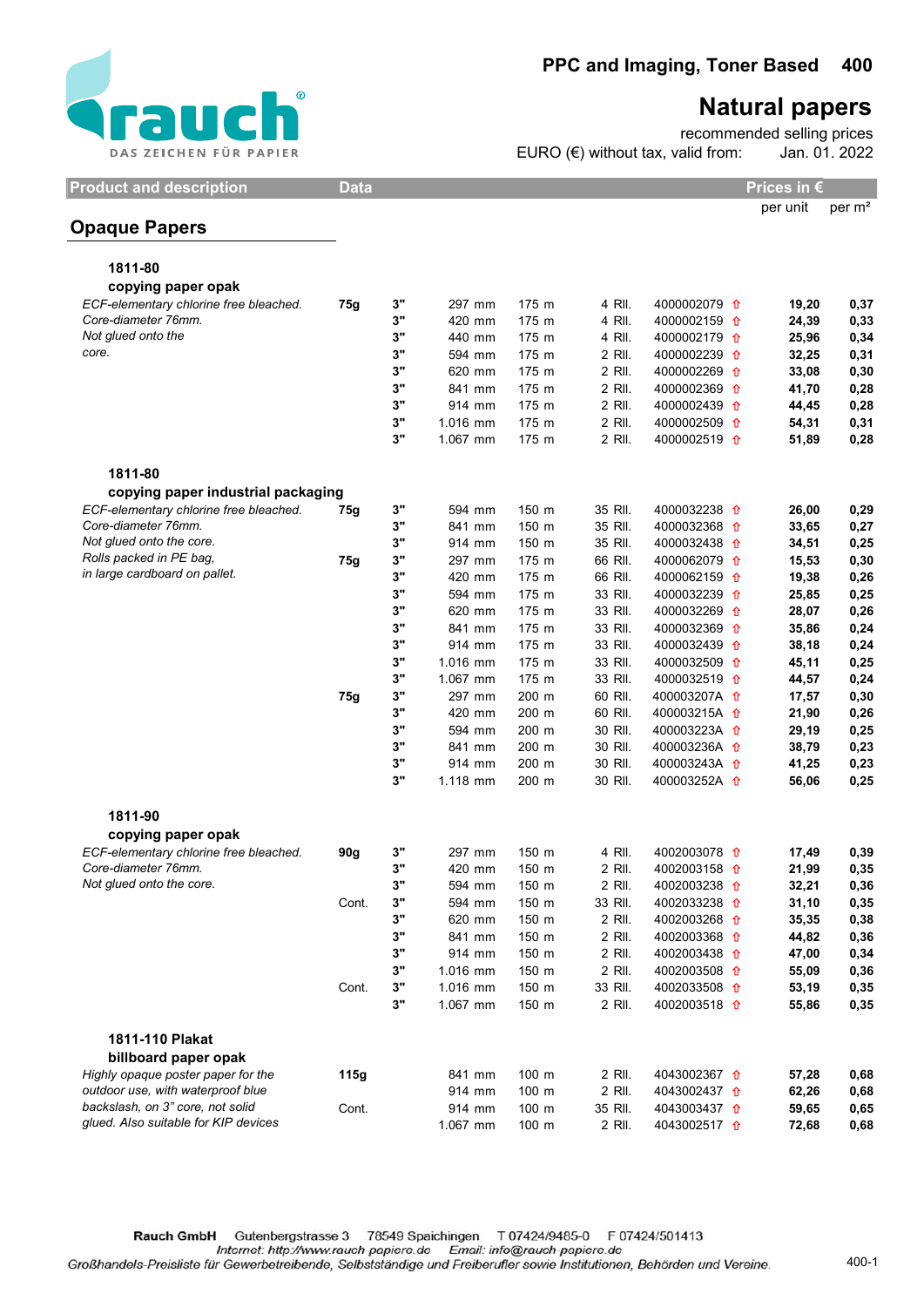rauch®
DAS ZEICHEN FÜR PAPIER

# PPC and Imaging, Toner Based 400

## Natural papers

recommended selling prices
EURO (€) without tax, valid from: Jan. 01. 2022

| Product and description | Data | | | | | | | Prices in € per unit | per m² |
|---|---|---|---|---|---|---|---|---|---|
| **Opaque Papers** | | | | | | | | | |
| **1811-80** | | | | | | | | | |
| **copying paper opak** | | | | | | | | | |
| *ECF-elementary chlorine free bleached.* | **75g** | 3" | 297 mm | 175 m | 4 Rll. | 4000002079 ⇧ | | **19,20** | **0,37** |
| *Core-diameter 76mm.* | | 3" | 420 mm | 175 m | 4 Rll. | 4000002159 ⇧ | | **24,39** | **0,33** |
| *Not glued onto the* | | 3" | 440 mm | 175 m | 4 Rll. | 4000002179 ⇧ | | **25,96** | **0,34** |
| *core.* | | 3" | 594 mm | 175 m | 2 Rll. | 4000002239 ⇧ | | **32,25** | **0,31** |
| | | 3" | 620 mm | 175 m | 2 Rll. | 4000002269 ⇧ | | **33,08** | **0,30** |
| | | 3" | 841 mm | 175 m | 2 Rll. | 4000002369 ⇧ | | **41,70** | **0,28** |
| | | 3" | 914 mm | 175 m | 2 Rll. | 4000002439 ⇧ | | **44,45** | **0,28** |
| | | 3" | 1.016 mm | 175 m | 2 Rll. | 4000002509 ⇧ | | **54,31** | **0,31** |
| | | 3" | 1.067 mm | 175 m | 2 Rll. | 4000002519 ⇧ | | **51,89** | **0,28** |
| **1811-80** | | | | | | | | | |
| **copying paper industrial packaging** | | | | | | | | | |
| *ECF-elementary chlorine free bleached.* | **75g** | 3" | 594 mm | 150 m | 35 Rll. | 4000032238 ⇧ | | **26,00** | **0,29** |
| *Core-diameter 76mm.* | | 3" | 841 mm | 150 m | 35 Rll. | 4000032368 ⇧ | | **33,65** | **0,27** |
| *Not glued onto the core.* | | 3" | 914 mm | 150 m | 35 Rll. | 4000032438 ⇧ | | **34,51** | **0,25** |
| *Rolls packed in PE bag,* | **75g** | 3" | 297 mm | 175 m | 66 Rll. | 4000062079 ⇧ | | **15,53** | **0,30** |
| *in large cardboard on pallet.* | | 3" | 420 mm | 175 m | 66 Rll. | 4000062159 ⇧ | | **19,38** | **0,26** |
| | | 3" | 594 mm | 175 m | 33 Rll. | 4000032239 ⇧ | | **25,85** | **0,25** |
| | | 3" | 620 mm | 175 m | 33 Rll. | 4000032269 ⇧ | | **28,07** | **0,26** |
| | | 3" | 841 mm | 175 m | 33 Rll. | 4000032369 ⇧ | | **35,86** | **0,24** |
| | | 3" | 914 mm | 175 m | 33 Rll. | 4000032439 ⇧ | | **38,18** | **0,24** |
| | | 3" | 1.016 mm | 175 m | 33 Rll. | 4000032509 ⇧ | | **45,11** | **0,25** |
| | | 3" | 1.067 mm | 175 m | 33 Rll. | 4000032519 ⇧ | | **44,57** | **0,24** |
| | **75g** | 3" | 297 mm | 200 m | 60 Rll. | 400003207A ⇧ | | **17,57** | **0,30** |
| | | 3" | 420 mm | 200 m | 60 Rll. | 400003215A ⇧ | | **21,90** | **0,26** |
| | | 3" | 594 mm | 200 m | 30 Rll. | 400003223A ⇧ | | **29,19** | **0,25** |
| | | 3" | 841 mm | 200 m | 30 Rll. | 400003236A ⇧ | | **38,79** | **0,23** |
| | | 3" | 914 mm | 200 m | 30 Rll. | 400003243A ⇧ | | **41,25** | **0,23** |
| | | 3" | 1.118 mm | 200 m | 30 Rll. | 400003252A ⇧ | | **56,06** | **0,25** |
| **1811-90** | | | | | | | | | |
| **copying paper opak** | | | | | | | | | |
| *ECF-elementary chlorine free bleached.* | **90g** | 3" | 297 mm | 150 m | 4 Rll. | 4002003078 ⇧ | | **17,49** | **0,39** |
| *Core-diameter 76mm.* | | 3" | 420 mm | 150 m | 2 Rll. | 4002003158 ⇧ | | **21,99** | **0,35** |
| *Not glued onto the core.* | | 3" | 594 mm | 150 m | 2 Rll. | 4002003238 ⇧ | | **32,21** | **0,36** |
| | Cont. | 3" | 594 mm | 150 m | 33 Rll. | 4002033238 ⇧ | | **31,10** | **0,35** |
| | | 3" | 620 mm | 150 m | 2 Rll. | 4002003268 ⇧ | | **35,35** | **0,38** |
| | | 3" | 841 mm | 150 m | 2 Rll. | 4002003368 ⇧ | | **44,82** | **0,36** |
| | | 3" | 914 mm | 150 m | 2 Rll. | 4002003438 ⇧ | | **47,00** | **0,34** |
| | | 3" | 1.016 mm | 150 m | 2 Rll. | 4002003508 ⇧ | | **55,09** | **0,36** |
| | Cont. | 3" | 1.016 mm | 150 m | 33 Rll. | 4002033508 ⇧ | | **53,19** | **0,35** |
| | | 3" | 1.067 mm | 150 m | 2 Rll. | 4002003518 ⇧ | | **55,86** | **0,35** |
| **1811-110 Plakat** | | | | | | | | | |
| **billboard paper opak** | | | | | | | | | |
| *Highly opaque poster paper for the* | **115g** | | 841 mm | 100 m | 2 Rll. | 4043002367 ⇧ | | **57,28** | **0,68** |
| *outdoor use, with waterproof blue* | | | 914 mm | 100 m | 2 Rll. | 4043002437 ⇧ | | **62,26** | **0,68** |
| *backslash, on 3" core, not solid* | Cont. | | 914 mm | 100 m | 35 Rll. | 4043003437 ⇧ | | **59,65** | **0,65** |
| *glued. Also suitable for KIP devices* | | | 1.067 mm | 100 m | 2 Rll. | 4043002517 ⇧ | | **72,68** | **0,68** |

**Rauch GmbH** Gutenbergstrasse 3 78549 Spaichingen T 07424/9485-0 F 07424/501413
*Internet: http://www.rauch papiere.de Email: info@rauch papiere.de*
*Großhandels-Preisliste für Gewerbetreibende, Selbstständige und Freiberufler sowie Institutionen, Behörden und Vereine.*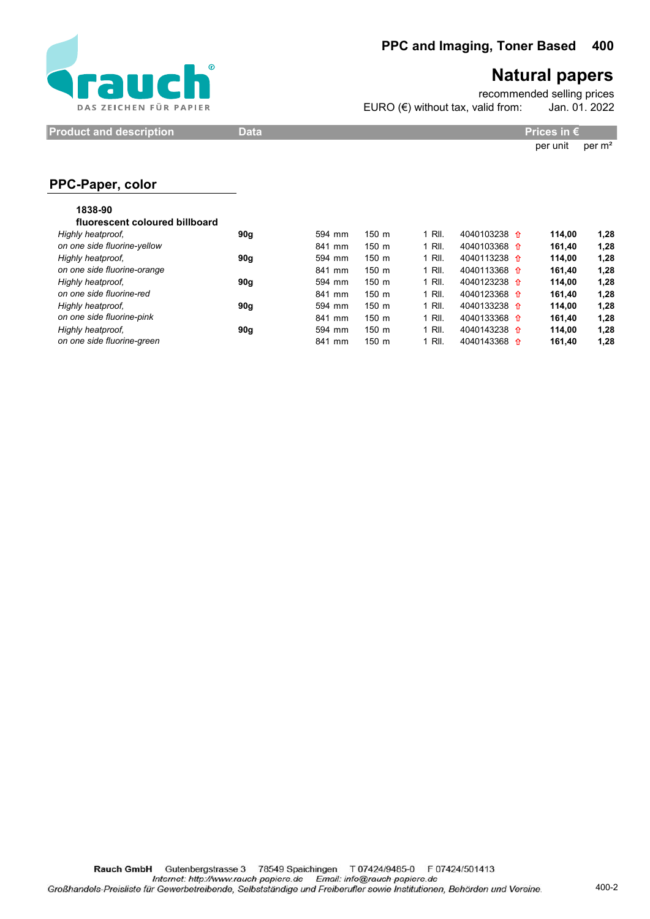# PPC and Imaging, Toner Based 400

## Natural papers

recommended selling prices
EURO (€) without tax, valid from: Jan. 01. 2022

| Product and description | Data | | | | | Prices in € per unit | per m² |
|---|---|---|---|---|---|---|---|

## PPC-Paper, color

**1838-90**
**fluorescent coloured billboard**

| | | | | | | | |
|---|---|---|---|---|---|---|---|
| *Highly heatproof,* | **90g** | 594 mm | 150 m | 1 Rll. | 4040103238 ⇧ | **114,00** | **1,28** |
| *on one side fluorine-yellow* | | 841 mm | 150 m | 1 Rll. | 4040103368 ⇧ | **161,40** | **1,28** |
| *Highly heatproof,* | **90g** | 594 mm | 150 m | 1 Rll. | 4040113238 ⇧ | **114,00** | **1,28** |
| *on one side fluorine-orange* | | 841 mm | 150 m | 1 Rll. | 4040113368 ⇧ | **161,40** | **1,28** |
| *Highly heatproof,* | **90g** | 594 mm | 150 m | 1 Rll. | 4040123238 ⇧ | **114,00** | **1,28** |
| *on one side fluorine-red* | | 841 mm | 150 m | 1 Rll. | 4040123368 ⇧ | **161,40** | **1,28** |
| *Highly heatproof,* | **90g** | 594 mm | 150 m | 1 Rll. | 4040133238 ⇧ | **114,00** | **1,28** |
| *on one side fluorine-pink* | | 841 mm | 150 m | 1 Rll. | 4040133368 ⇧ | **161,40** | **1,28** |
| *Highly heatproof,* | **90g** | 594 mm | 150 m | 1 Rll. | 4040143238 ⇧ | **114,00** | **1,28** |
| *on one side fluorine-green* | | 841 mm | 150 m | 1 Rll. | 4040143368 ⇧ | **161,40** | **1,28** |

**Rauch GmbH** Gutenbergstrasse 3 78549 Spaichingen T 07424/9485-0 F 07424/501413
*Internet: http://www.rauch papiere.de Email: info@rauch papiere.de*
*Großhandels-Preisliste für Gewerbetreibende, Selbstständige und Freiberufler sowie Institutionen, Behörden und Vereine.*